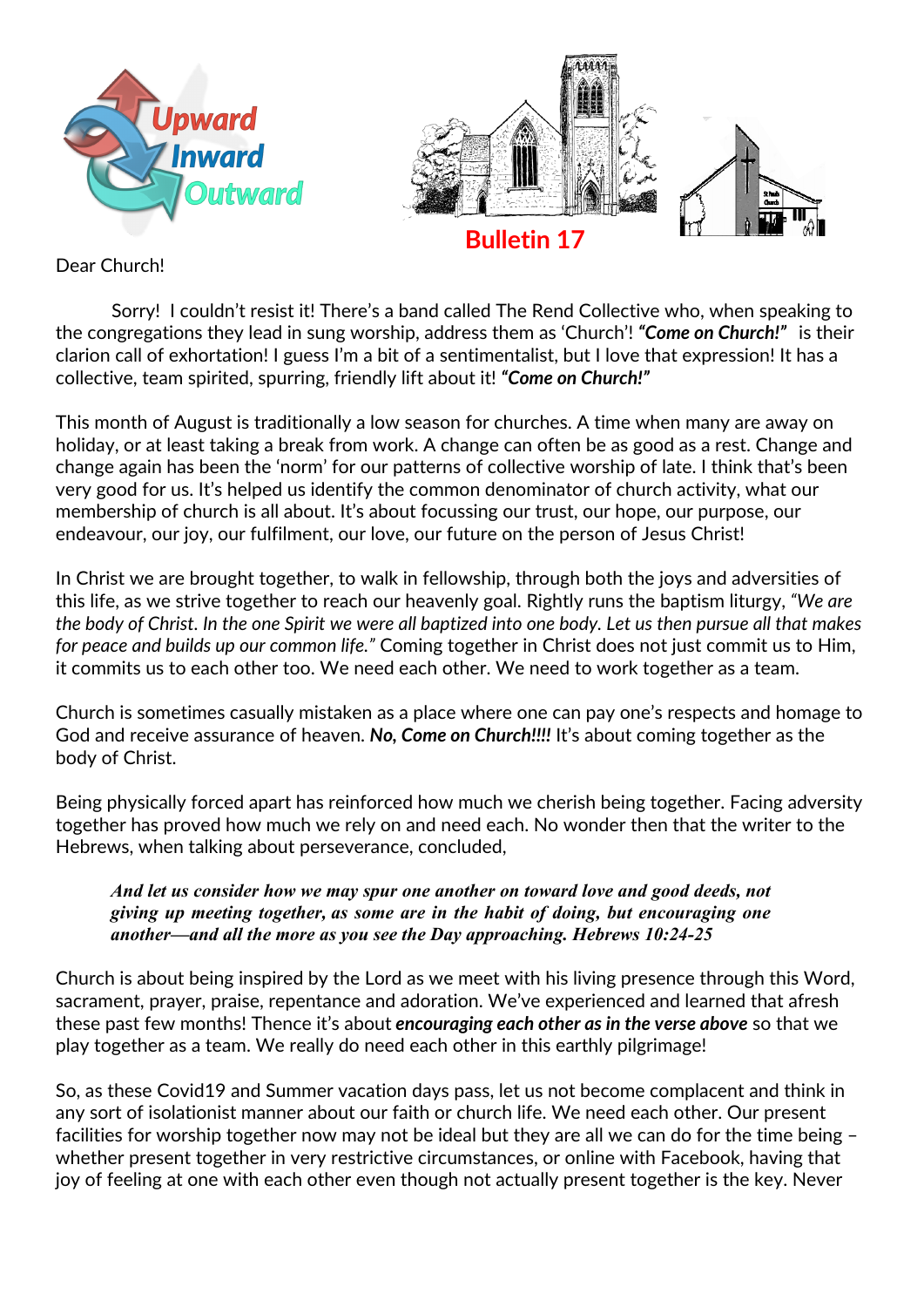Upward Inward Outward

## Bulletin 17

Dear Church!

Sorry! I couldn't resist it! There's a band called The Rend Collective who, when speaking to the congregations they lead in sung worship, address them as 'Church'! ***"Come on Church!"*** is their clarion call of exhortation! I guess I'm a bit of a sentimentalist, but I love that expression! It has a collective, team spirited, spurring, friendly lift about it! ***"Come on Church!"***

This month of August is traditionally a low season for churches. A time when many are away on holiday, or at least taking a break from work. A change can often be as good as a rest. Change and change again has been the 'norm' for our patterns of collective worship of late. I think that's been very good for us. It's helped us identify the common denominator of church activity, what our membership of church is all about. It's about focussing our trust, our hope, our purpose, our endeavour, our joy, our fulfilment, our love, our future on the person of Jesus Christ!

In Christ we are brought together, to walk in fellowship, through both the joys and adversities of this life, as we strive together to reach our heavenly goal. Rightly runs the baptism liturgy, *"We are the body of Christ. In the one Spirit we were all baptized into one body. Let us then pursue all that makes for peace and builds up our common life."* Coming together in Christ does not just commit us to Him, it commits us to each other too. We need each other. We need to work together as a team.

Church is sometimes casually mistaken as a place where one can pay one's respects and homage to God and receive assurance of heaven. ***No, Come on Church!!!!*** It's about coming together as the body of Christ.

Being physically forced apart has reinforced how much we cherish being together. Facing adversity together has proved how much we rely on and need each. No wonder then that the writer to the Hebrews, when talking about perseverance, concluded,

> ***And let us consider how we may spur one another on toward love and good deeds, not giving up meeting together, as some are in the habit of doing, but encouraging one another—and all the more as you see the Day approaching. Hebrews 10:24-25***

Church is about being inspired by the Lord as we meet with his living presence through this Word, sacrament, prayer, praise, repentance and adoration. We've experienced and learned that afresh these past few months! Thence it's about ***encouraging each other as in the verse above*** so that we play together as a team. We really do need each other in this earthly pilgrimage!

So, as these Covid19 and Summer vacation days pass, let us not become complacent and think in any sort of isolationist manner about our faith or church life. We need each other. Our present facilities for worship together now may not be ideal but they are all we can do for the time being – whether present together in very restrictive circumstances, or online with Facebook, having that joy of feeling at one with each other even though not actually present together is the key. Never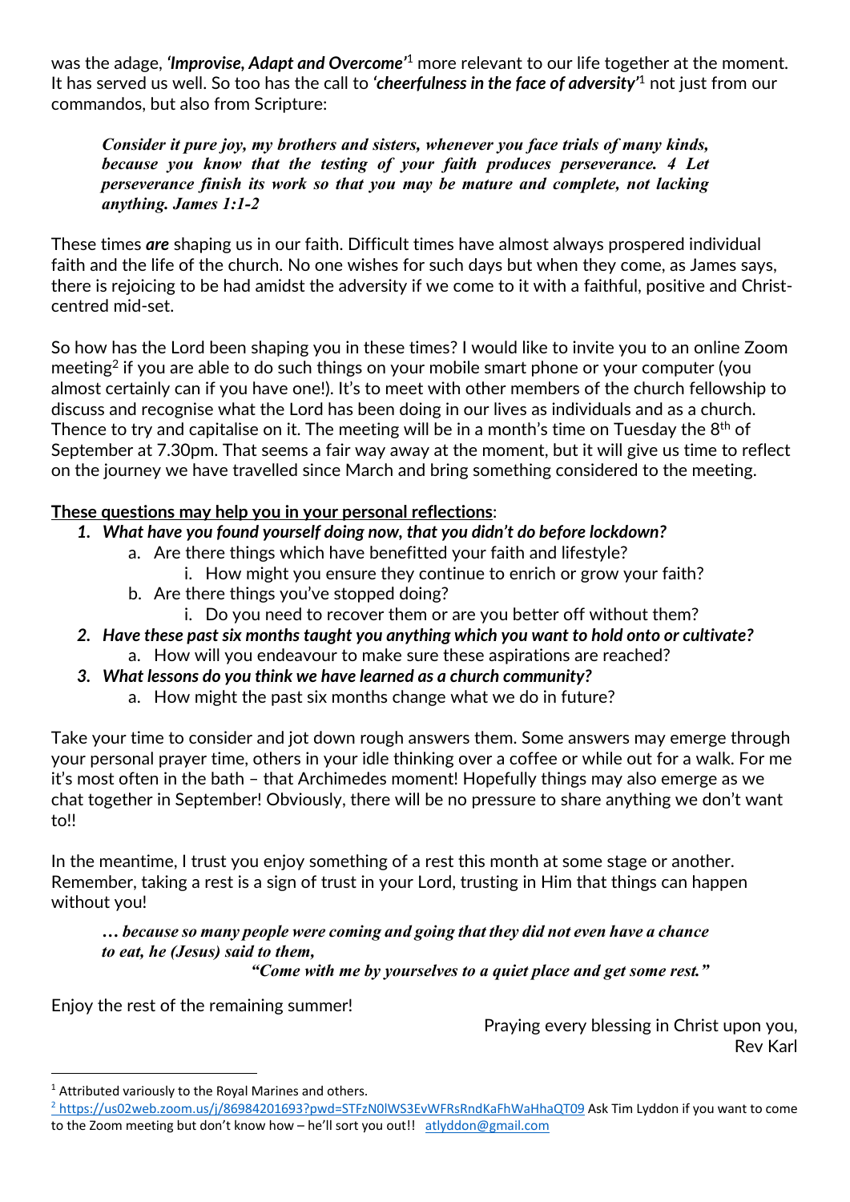was the adage, ***'Improvise, Adapt and Overcome'***[1] more relevant to our life together at the moment. It has served us well. So too has the call to ***'cheerfulness in the face of adversity'***[1] not just from our commandos, but also from Scripture:

> ***Consider it pure joy, my brothers and sisters, whenever you face trials of many kinds, because you know that the testing of your faith produces perseverance. 4 Let perseverance finish its work so that you may be mature and complete, not lacking anything. James 1:1-2***

These times ***are*** shaping us in our faith. Difficult times have almost always prospered individual faith and the life of the church. No one wishes for such days but when they come, as James says, there is rejoicing to be had amidst the adversity if we come to it with a faithful, positive and Christ-centred mid-set.

So how has the Lord been shaping you in these times? I would like to invite you to an online Zoom meeting[2] if you are able to do such things on your mobile smart phone or your computer (you almost certainly can if you have one!). It's to meet with other members of the church fellowship to discuss and recognise what the Lord has been doing in our lives as individuals and as a church. Thence to try and capitalise on it. The meeting will be in a month's time on Tuesday the 8th of September at 7.30pm. That seems a fair way away at the moment, but it will give us time to reflect on the journey we have travelled since March and bring something considered to the meeting.

**<u>These questions may help you in your personal reflections</u>**:

1. ***What have you found yourself doing now, that you didn't do before lockdown?***
   a. Are there things which have benefitted your faith and lifestyle?
      i. How might you ensure they continue to enrich or grow your faith?
   b. Are there things you've stopped doing?
      i. Do you need to recover them or are you better off without them?
2. ***Have these past six months taught you anything which you want to hold onto or cultivate?***
   a. How will you endeavour to make sure these aspirations are reached?
3. ***What lessons do you think we have learned as a church community?***
   a. How might the past six months change what we do in future?

Take your time to consider and jot down rough answers them. Some answers may emerge through your personal prayer time, others in your idle thinking over a coffee or while out for a walk. For me it's most often in the bath – that Archimedes moment! Hopefully things may also emerge as we chat together in September! Obviously, there will be no pressure to share anything we don't want to!!

In the meantime, I trust you enjoy something of a rest this month at some stage or another. Remember, taking a rest is a sign of trust in your Lord, trusting in Him that things can happen without you!

> ***… because so many people were coming and going that they did not even have a chance to eat, he (Jesus) said to them,***
> ***"Come with me by yourselves to a quiet place and get some rest."***

Enjoy the rest of the remaining summer!

Praying every blessing in Christ upon you,
Rev Karl

---

[1] Attributed variously to the Royal Marines and others.

[2] https://us02web.zoom.us/j/86984201693?pwd=STFzN0lWS3EvWFRsRndKaFhWaHhaQT09 Ask Tim Lyddon if you want to come to the Zoom meeting but don't know how – he'll sort you out!! atlyddon@gmail.com